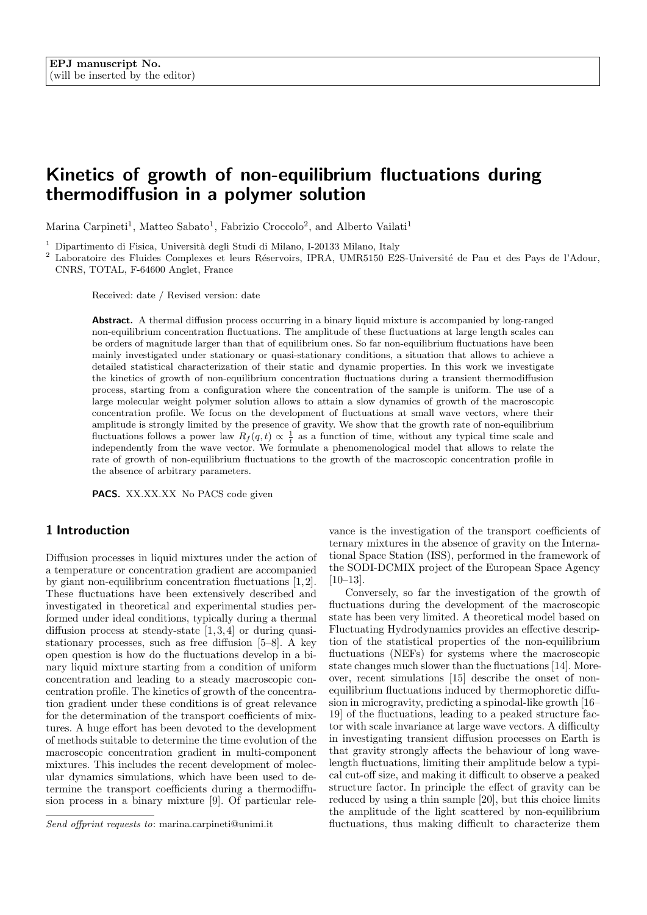**EPJ manuscript No.**
(will be inserted by the editor)

# Kinetics of growth of non-equilibrium fluctuations during thermodiffusion in a polymer solution

Marina Carpineti[1], Matteo Sabato[1], Fabrizio Croccolo[2], and Alberto Vailati[1]

[1] Dipartimento di Fisica, Università degli Studi di Milano, I-20133 Milano, Italy
[2] Laboratoire des Fluides Complexes et leurs Réservoirs, IPRA, UMR5150 E2S-Université de Pau et des Pays de l'Adour, CNRS, TOTAL, F-64600 Anglet, France

Received: date / Revised version: date

**Abstract.** A thermal diffusion process occurring in a binary liquid mixture is accompanied by long-ranged non-equilibrium concentration fluctuations. The amplitude of these fluctuations at large length scales can be orders of magnitude larger than that of equilibrium ones. So far non-equilibrium fluctuations have been mainly investigated under stationary or quasi-stationary conditions, a situation that allows to achieve a detailed statistical characterization of their static and dynamic properties. In this work we investigate the kinetics of growth of non-equilibrium concentration fluctuations during a transient thermodiffusion process, starting from a configuration where the concentration of the sample is uniform. The use of a large molecular weight polymer solution allows to attain a slow dynamics of growth of the macroscopic concentration profile. We focus on the development of fluctuations at small wave vectors, where their amplitude is strongly limited by the presence of gravity. We show that the growth rate of non-equilibrium fluctuations follows a power law $R_f(q,t) \propto \frac{1}{t}$ as a function of time, without any typical time scale and independently from the wave vector. We formulate a phenomenological model that allows to relate the rate of growth of non-equilibrium fluctuations to the growth of the macroscopic concentration profile in the absence of arbitrary parameters.

**PACS.** XX.XX.XX No PACS code given

## 1 Introduction

Diffusion processes in liquid mixtures under the action of a temperature or concentration gradient are accompanied by giant non-equilibrium concentration fluctuations [1,2]. These fluctuations have been extensively described and investigated in theoretical and experimental studies performed under ideal conditions, typically during a thermal diffusion process at steady-state [1,3,4] or during quasi-stationary processes, such as free diffusion [5–8]. A key open question is how do the fluctuations develop in a binary liquid mixture starting from a condition of uniform concentration and leading to a steady macroscopic concentration profile. The kinetics of growth of the concentration gradient under these conditions is of great relevance for the determination of the transport coefficients of mixtures. A huge effort has been devoted to the development of methods suitable to determine the time evolution of the macroscopic concentration gradient in multi-component mixtures. This includes the recent development of molecular dynamics simulations, which have been used to determine the transport coefficients during a thermodiffusion process in a binary mixture [9]. Of particular relevance is the investigation of the transport coefficients of ternary mixtures in the absence of gravity on the International Space Station (ISS), performed in the framework of the SODI-DCMIX project of the European Space Agency [10–13].

Conversely, so far the investigation of the growth of fluctuations during the development of the macroscopic state has been very limited. A theoretical model based on Fluctuating Hydrodynamics provides an effective description of the statistical properties of the non-equilibrium fluctuations (NEFs) for systems where the macroscopic state changes much slower than the fluctuations [14]. Moreover, recent simulations [15] describe the onset of non-equilibrium fluctuations induced by thermophoretic diffusion in microgravity, predicting a spinodal-like growth [16–19] of the fluctuations, leading to a peaked structure factor with scale invariance at large wave vectors. A difficulty in investigating transient diffusion processes on Earth is that gravity strongly affects the behaviour of long wavelength fluctuations, limiting their amplitude below a typical cut-off size, and making it difficult to observe a peaked structure factor. In principle the effect of gravity can be reduced by using a thin sample [20], but this choice limits the amplitude of the light scattered by non-equilibrium fluctuations, thus making difficult to characterize them

*Send offprint requests to*: marina.carpineti@unimi.it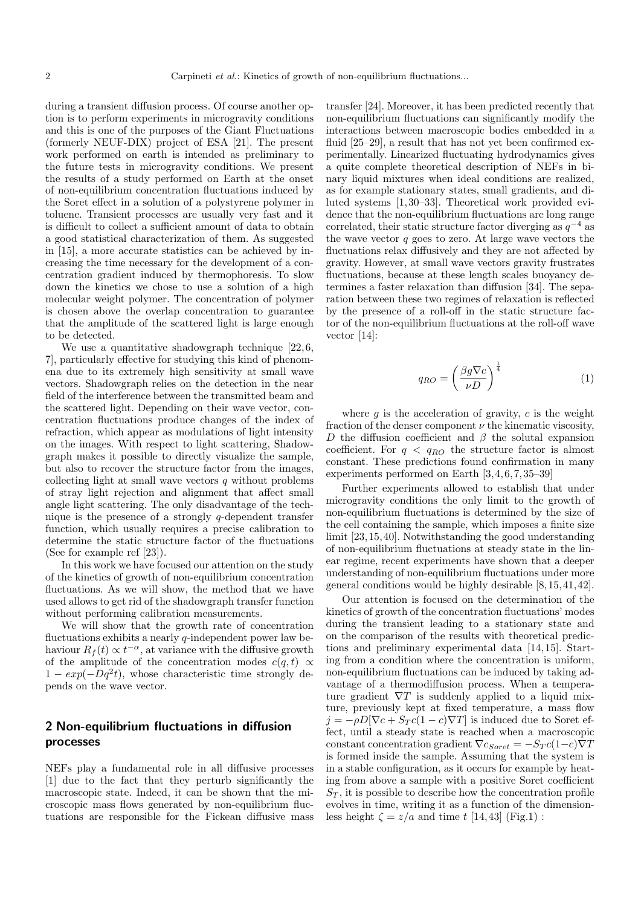during a transient diffusion process. Of course another option is to perform experiments in microgravity conditions and this is one of the purposes of the Giant Fluctuations (formerly NEUF-DIX) project of ESA [21]. The present work performed on earth is intended as preliminary to the future tests in microgravity conditions. We present the results of a study performed on Earth at the onset of non-equilibrium concentration fluctuations induced by the Soret effect in a solution of a polystyrene polymer in toluene. Transient processes are usually very fast and it is difficult to collect a sufficient amount of data to obtain a good statistical characterization of them. As suggested in [15], a more accurate statistics can be achieved by increasing the time necessary for the development of a concentration gradient induced by thermophoresis. To slow down the kinetics we chose to use a solution of a high molecular weight polymer. The concentration of polymer is chosen above the overlap concentration to guarantee that the amplitude of the scattered light is large enough to be detected.

We use a quantitative shadowgraph technique [22,6,7], particularly effective for studying this kind of phenomena due to its extremely high sensitivity at small wave vectors. Shadowgraph relies on the detection in the near field of the interference between the transmitted beam and the scattered light. Depending on their wave vector, concentration fluctuations produce changes of the index of refraction, which appear as modulations of light intensity on the images. With respect to light scattering, Shadowgraph makes it possible to directly visualize the sample, but also to recover the structure factor from the images, collecting light at small wave vectors $q$ without problems of stray light rejection and alignment that affect small angle light scattering. The only disadvantage of the technique is the presence of a strongly $q$-dependent transfer function, which usually requires a precise calibration to determine the static structure factor of the fluctuations (See for example ref [23]).

In this work we have focused our attention on the study of the kinetics of growth of non-equilibrium concentration fluctuations. As we will show, the method that we have used allows to get rid of the shadowgraph transfer function without performing calibration measurements.

We will show that the growth rate of concentration fluctuations exhibits a nearly $q$-independent power law behaviour $R_f(t) \propto t^{-\alpha}$, at variance with the diffusive growth of the amplitude of the concentration modes $c(q,t) \propto 1 - exp(-Dq^2 t)$, whose characteristic time strongly depends on the wave vector.

## 2 Non-equilibrium fluctuations in diffusion processes

NEFs play a fundamental role in all diffusive processes [1] due to the fact that they perturb significantly the macroscopic state. Indeed, it can be shown that the microscopic mass flows generated by non-equilibrium fluctuations are responsible for the Fickean diffusive mass transfer [24]. Moreover, it has been predicted recently that non-equilibrium fluctuations can significantly modify the interactions between macroscopic bodies embedded in a fluid [25–29], a result that has not yet been confirmed experimentally. Linearized fluctuating hydrodynamics gives a quite complete theoretical description of NEFs in binary liquid mixtures when ideal conditions are realized, as for example stationary states, small gradients, and diluted systems [1,30–33]. Theoretical work provided evidence that the non-equilibrium fluctuations are long range correlated, their static structure factor diverging as $q^{-4}$ as the wave vector $q$ goes to zero. At large wave vectors the fluctuations relax diffusively and they are not affected by gravity. However, at small wave vectors gravity frustrates fluctuations, because at these length scales buoyancy determines a faster relaxation than diffusion [34]. The separation between these two regimes of relaxation is reflected by the presence of a roll-off in the static structure factor of the non-equilibrium fluctuations at the roll-off wave vector [14]:

$$q_{RO} = \left( \frac{\beta g \nabla c}{\nu D} \right)^{\frac{1}{4}} \tag{1}$$

where $g$ is the acceleration of gravity, $c$ is the weight fraction of the denser component $\nu$ the kinematic viscosity, $D$ the diffusion coefficient and $\beta$ the solutal expansion coefficient. For $q < q_{RO}$ the structure factor is almost constant. These predictions found confirmation in many experiments performed on Earth [3,4,6,7,35–39]

Further experiments allowed to establish that under microgravity conditions the only limit to the growth of non-equilibrium fluctuations is determined by the size of the cell containing the sample, which imposes a finite size limit [23,15,40]. Notwithstanding the good understanding of non-equilibrium fluctuations at steady state in the linear regime, recent experiments have shown that a deeper understanding of non-equilibrium fluctuations under more general conditions would be highly desirable [8,15,41,42].

Our attention is focused on the determination of the kinetics of growth of the concentration fluctuations' modes during the transient leading to a stationary state and on the comparison of the results with theoretical predictions and preliminary experimental data [14,15]. Starting from a condition where the concentration is uniform, non-equilibrium fluctuations can be induced by taking advantage of a thermodiffusion process. When a temperature gradient $\nabla T$ is suddenly applied to a liquid mixture, previously kept at fixed temperature, a mass flow $j = -\rho D[\nabla c + S_T c(1-c)\nabla T]$ is induced due to Soret effect, until a steady state is reached when a macroscopic constant concentration gradient $\nabla c_{Soret} = -S_T c(1-c)\nabla T$ is formed inside the sample. Assuming that the system is in a stable configuration, as it occurs for example by heating from above a sample with a positive Soret coefficient $S_T$, it is possible to describe how the concentration profile evolves in time, writing it as a function of the dimensionless height $\zeta = z/a$ and time $t$ [14,43] (Fig.1) :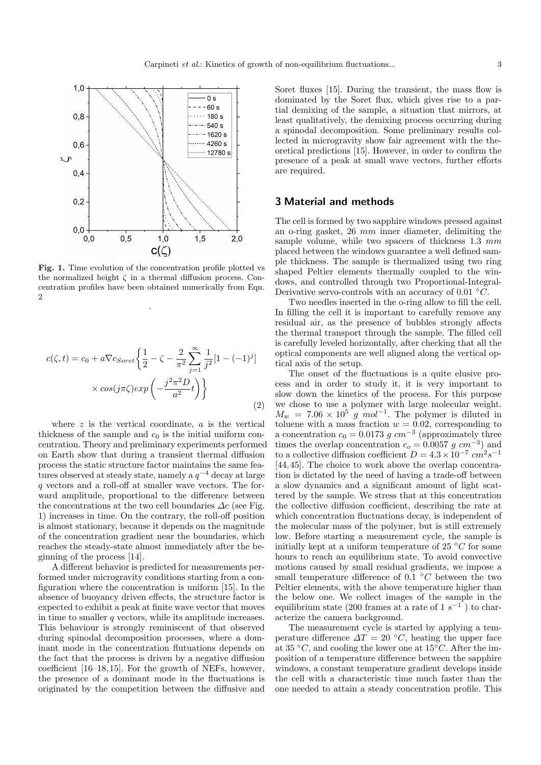**Fig. 1.** Time evolution of the concentration profile plotted vs the normalized height $\zeta$ in a thermal diffusion process. Concentration profiles have been obtained numerically from Eqn. 2

$$c(\zeta,t) = c_0 + a\nabla c_{Soret}\left\{\frac{1}{2} - \zeta - \frac{2}{\pi^2}\sum_{j=1}^{\infty}\frac{1}{j^2}[1-(-1)^j] \times cos(j\pi\zeta)exp\left(-\frac{j^2\pi^2 D}{a^2}t\right)\right\} \quad (2)$$

where $z$ is the vertical coordinate, $a$ is the vertical thickness of the sample and $c_0$ is the initial uniform concentration. Theory and preliminary experiments performed on Earth show that during a transient thermal diffusion process the static structure factor maintains the same features observed at steady state, namely a $q^{-4}$ decay at large $q$ vectors and a roll-off at smaller wave vectors. The forward amplitude, proportional to the difference between the concentrations at the two cell boundaries $\Delta c$ (see Fig. 1) increases in time. On the contrary, the roll-off position is almost stationary, because it depends on the magnitude of the concentration gradient near the boundaries, which reaches the steady-state almost immediately after the beginning of the process [14].

A different behavior is predicted for measurements performed under microgravity conditions starting from a configuration where the concentration is uniform [15]. In the absence of buoyancy driven effects, the structure factor is expected to exhibit a peak at finite wave vector that moves in time to smaller $q$ vectors, while its amplitude increases. This behaviour is strongly reminiscent of that observed during spinodal decomposition processes, where a dominant mode in the concentration flutuations depends on the fact that the process is driven by a negative diffusion coefficient [16–18,15]. For the growth of NEFs, however, the presence of a dominant mode in the fluctuations is originated by the competition between the diffusive and Soret fluxes [15]. During the transient, the mass flow is dominated by the Soret flux, which gives rise to a partial demixing of the sample, a situation that mirrors, at least qualitatively, the demixing process occurring during a spinodal decomposition. Some preliminary results collected in microgravity show fair agreement with the theoretical predictions [15]. However, in order to confirm the presence of a peak at small wave vectors, further efforts are required.

## 3 Material and methods

The cell is formed by two sapphire windows pressed against an o-ring gasket, 26 $mm$ inner diameter, delimiting the sample volume, while two spacers of thickness 1.3 $mm$ placed between the windows guarantee a well defined sample thickness. The sample is thermalized using two ring shaped Peltier elements thermally coupled to the windows, and controlled through two Proportional-Integral-Derivative servo-controls with an accuracy of 0.01 $°C$.

Two needles inserted in the o-ring allow to fill the cell. In filling the cell it is important to carefully remove any residual air, as the presence of bubbles strongly affects the thermal transport through the sample. The filled cell is carefully leveled horizontally, after checking that all the optical components are well aligned along the vertical optical axis of the setup.

The onset of the fluctuations is a quite elusive process and in order to study it, it is very important to slow down the kinetics of the process. For this purpose we chose to use a polymer with large molecular weight. $M_w = 7.06 \times 10^5$ $g\ mol^{-1}$. The polymer is diluted in toluene with a mass fraction $w = 0.02$, corresponding to a concentration $c_0 = 0.0173$ $g\ cm^{-3}$ (approximately three times the overlap concentration $c_o = 0.0057$ $g\ cm^{-3}$) and to a collective diffusion coefficient $D = 4.3 \times 10^{-7}$ $cm^2s^{-1}$ [44,45]. The choice to work above the overlap concentration is dictated by the need of having a trade-off between a slow dynamics and a significant amount of light scattered by the sample. We stress that at this concentration the collective diffusion coefficient, describing the rate at which concentration fluctuations decay, is independent of the molecular mass of the polymer, but is still extremely low. Before starting a measurement cycle, the sample is initially kept at a uniform temperature of 25 $°C$ for some hours to reach an equilibrium state. To avoid convective motions caused by small residual gradients, we impose a small temperature difference of 0.1 $°C$ between the two Peltier elements, with the above temperature higher than the below one. We collect images of the sample in the equilibrium state (200 frames at a rate of 1 $s^{-1}$ ) to characterize the camera background.

The measurement cycle is started by applying a temperature difference $\Delta T = 20$ $°C$, heating the upper face at 35 $°C$, and cooling the lower one at 15$°C$. After the imposition of a temperature difference between the sapphire windows, a constant temperature gradient develops inside the cell with a characteristic time much faster than the one needed to attain a steady concentration profile. This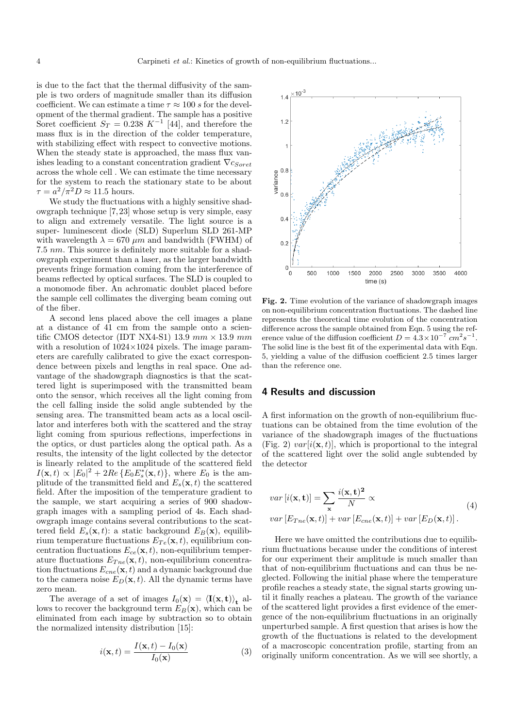is due to the fact that the thermal diffusivity of the sample is two orders of magnitude smaller than its diffusion coefficient. We can estimate a time $\tau \approx 100\ s$ for the development of the thermal gradient. The sample has a positive Soret coefficient $S_T = 0.238\ K^{-1}$ [44], and therefore the mass flux is in the direction of the colder temperature, with stabilizing effect with respect to convective motions. When the steady state is approached, the mass flux vanishes leading to a constant concentration gradient $\nabla c_{Soret}$ across the whole cell . We can estimate the time necessary for the system to reach the stationary state to be about $\tau = a^2/\pi^2 D \approx 11.5$ hours.

We study the fluctuations with a highly sensitive shadowgraph technique [7,23] whose setup is very simple, easy to align and extremely versatile. The light source is a super- luminescent diode (SLD) Superlum SLD 261-MP with wavelength $\lambda = 670\ \mu m$ and bandwidth (FWHM) of $7.5\ nm$. This source is definitely more suitable for a shadowgraph experiment than a laser, as the larger bandwidth prevents fringe formation coming from the interference of beams reflected by optical surfaces. The SLD is coupled to a monomode fiber. An achromatic doublet placed before the sample cell collimates the diverging beam coming out of the fiber.

A second lens placed above the cell images a plane at a distance of 41 cm from the sample onto a scientific CMOS detector (IDT NX4-S1) $13.9\ mm \times 13.9\ mm$ with a resolution of 1024×1024 pixels. The image parameters are carefully calibrated to give the exact correspondence between pixels and lengths in real space. One advantage of the shadowgraph diagnostics is that the scattered light is superimposed with the transmitted beam onto the sensor, which receives all the light coming from the cell falling inside the solid angle subtended by the sensing area. The transmitted beam acts as a local oscillator and interferes both with the scattered and with the stray light coming from spurious reflections, imperfections in the optics, or dust particles along the optical path. As a results, the intensity of the light collected by the detector is linearly related to the amplitude of the scattered field $I(\mathbf{x},t) \propto |E_0|^2 + 2Re\left\{E_0 E_s^*(\mathbf{x},t)\right\}$, where $E_0$ is the amplitude of the transmitted field and $E_s(\mathbf{x},t)$ the scattered field. After the imposition of the temperature gradient to the sample, we start acquiring a series of 900 shadowgraph images with a sampling period of 4s. Each shadowgraph image contains several contributions to the scattered field $E_s(\mathbf{x},t)$: a static background $E_B(\mathbf{x})$, equilibrium temperature fluctuations $E_{Te}(\mathbf{x},t)$, equilibrium concentration fluctuations $E_{ce}(\mathbf{x},t)$, non-equilibrium temperature fluctuations $E_{Tne}(\mathbf{x},t)$, non-equilibrium concentration fluctuations $E_{cne}(\mathbf{x},t)$ and a dynamic background due to the camera noise $E_D(\mathbf{x},t)$. All the dynamic terms have zero mean.

The average of a set of images $I_0(\mathbf{x}) = \langle \mathbf{I}(\mathbf{x},\mathbf{t})\rangle_{\mathbf{t}}$ allows to recover the background term $E_B(\mathbf{x})$, which can be eliminated from each image by subtraction so to obtain the normalized intensity distribution [15]:

$$i(\mathbf{x},t) = \frac{I(\mathbf{x},t) - I_0(\mathbf{x})}{I_0(\mathbf{x})} \tag{3}$$

Fig. 2. Time evolution of the variance of shadowgraph images on non-equilibrium concentration fluctuations. The dashed line represents the theoretical time evolution of the concentration difference across the sample obtained from Eqn. 5 using the reference value of the diffusion coefficient $D = 4.3 \times 10^{-7}\ cm^2 s^{-1}$. The solid line is the best fit of the experimental data with Eqn. 5, yielding a value of the diffusion coefficient 2.5 times larger than the reference one.

## 4 Results and discussion

A first information on the growth of non-equilibrium fluctuations can be obtained from the time evolution of the variance of the shadowgraph images of the fluctuations (Fig. 2) $var[i(\mathbf{x},t)]$, which is proportional to the integral of the scattered light over the solid angle subtended by the detector

$$\begin{aligned} &var\left[i(\mathbf{x},\mathbf{t})\right] = \sum_{\mathbf{x}} \frac{i(\mathbf{x},\mathbf{t})^{\mathbf{2}}}{N} \propto \\ &var\left[E_{Tne}(\mathbf{x},t)\right] + var\left[E_{cne}(\mathbf{x},t)\right] + var\left[E_D(\mathbf{x},t)\right]. \end{aligned} \tag{4}$$

Here we have omitted the contributions due to equilibrium fluctuations because under the conditions of interest for our experiment their amplitude is much smaller than that of non-equilibrium fluctuations and can thus be neglected. Following the initial phase where the temperature profile reaches a steady state, the signal starts growing until it finally reaches a plateau. The growth of the variance of the scattered light provides a first evidence of the emergence of the non-equilibrium fluctuations in an originally unperturbed sample. A first question that arises is how the growth of the fluctuations is related to the development of a macroscopic concentration profile, starting from an originally uniform concentration. As we will see shortly, a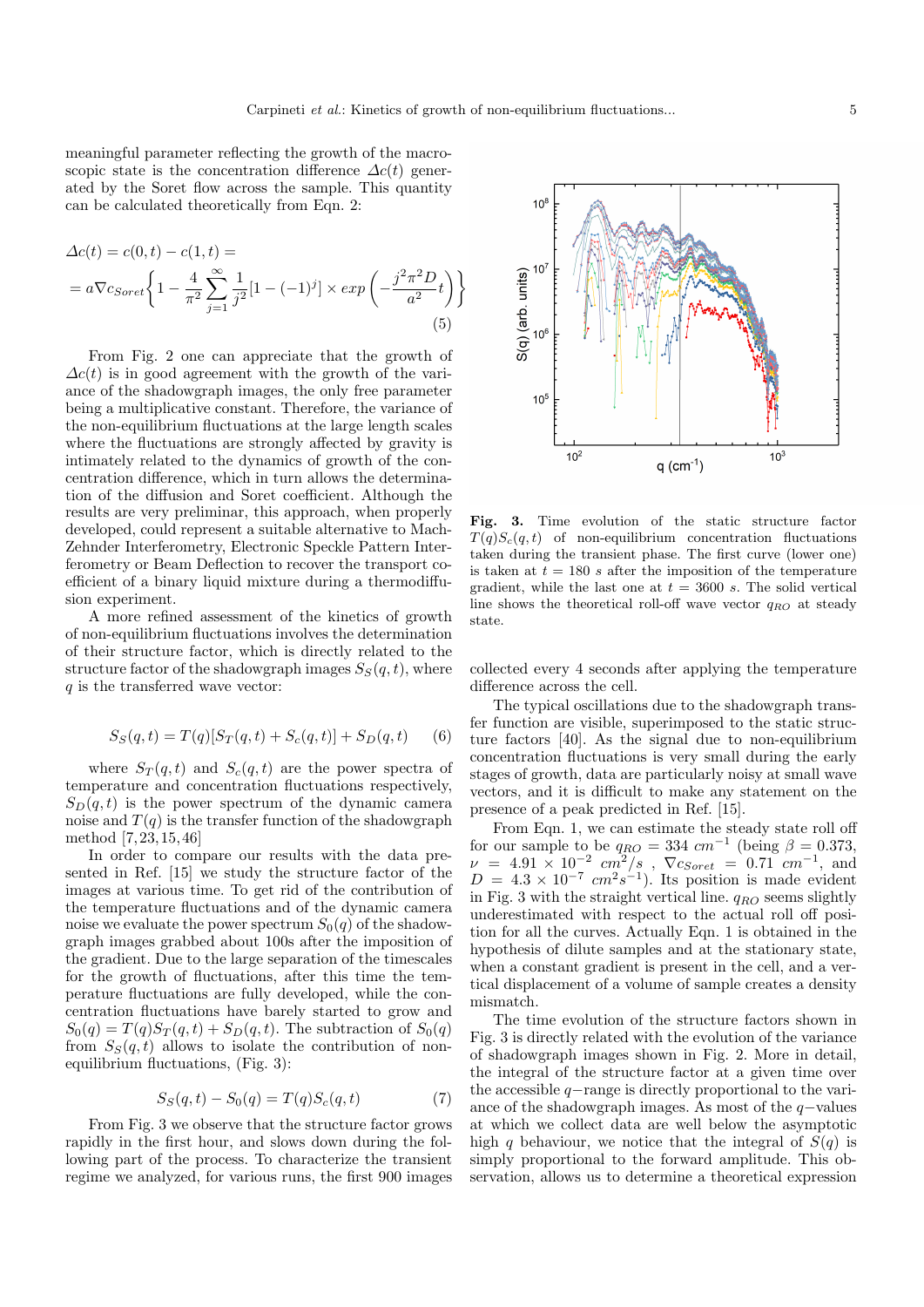meaningful parameter reflecting the growth of the macroscopic state is the concentration difference $\Delta c(t)$ generated by the Soret flow across the sample. This quantity can be calculated theoretically from Eqn. 2:

$$\Delta c(t) = c(0,t) - c(1,t) = \\ = a\nabla c_{Soret}\left\{1 - \frac{4}{\pi^2}\sum_{j=1}^{\infty}\frac{1}{j^2}[1-(-1)^j] \times exp\left(-\frac{j^2\pi^2 D}{a^2}t\right)\right\} \tag{5}$$

From Fig. 2 one can appreciate that the growth of $\Delta c(t)$ is in good agreement with the growth of the variance of the shadowgraph images, the only free parameter being a multiplicative constant. Therefore, the variance of the non-equilibrium fluctuations at the large length scales where the fluctuations are strongly affected by gravity is intimately related to the dynamics of growth of the concentration difference, which in turn allows the determination of the diffusion and Soret coefficient. Although the results are very preliminar, this approach, when properly developed, could represent a suitable alternative to Mach-Zehnder Interferometry, Electronic Speckle Pattern Interferometry or Beam Deflection to recover the transport coefficient of a binary liquid mixture during a thermodiffusion experiment.

A more refined assessment of the kinetics of growth of non-equilibrium fluctuations involves the determination of their structure factor, which is directly related to the structure factor of the shadowgraph images $S_S(q,t)$, where $q$ is the transferred wave vector:

$$S_S(q,t) = T(q)[S_T(q,t) + S_c(q,t)] + S_D(q,t) \tag{6}$$

where $S_T(q,t)$ and $S_c(q,t)$ are the power spectra of temperature and concentration fluctuations respectively, $S_D(q,t)$ is the power spectrum of the dynamic camera noise and $T(q)$ is the transfer function of the shadowgraph method [7,23,15,46]

In order to compare our results with the data presented in Ref. [15] we study the structure factor of the images at various time. To get rid of the contribution of the temperature fluctuations and of the dynamic camera noise we evaluate the power spectrum $S_0(q)$ of the shadowgraph images grabbed about 100s after the imposition of the gradient. Due to the large separation of the timescales for the growth of fluctuations, after this time the temperature fluctuations are fully developed, while the concentration fluctuations have barely started to grow and $S_0(q) = T(q)S_T(q,t) + S_D(q,t)$. The subtraction of $S_0(q)$ from $S_S(q,t)$ allows to isolate the contribution of non-equilibrium fluctuations, (Fig. 3):

$$S_S(q,t) - S_0(q) = T(q)S_c(q,t) \tag{7}$$

From Fig. 3 we observe that the structure factor grows rapidly in the first hour, and slows down during the following part of the process. To characterize the transient regime we analyzed, for various runs, the first 900 images collected every 4 seconds after applying the temperature difference across the cell.

**Fig. 3.** Time evolution of the static structure factor $T(q)S_c(q,t)$ of non-equilibrium concentration fluctuations taken during the transient phase. The first curve (lower one) is taken at $t = 180$ $s$ after the imposition of the temperature gradient, while the last one at $t = 3600$ $s$. The solid vertical line shows the theoretical roll-off wave vector $q_{RO}$ at steady state.

The typical oscillations due to the shadowgraph transfer function are visible, superimposed to the static structure factors [40]. As the signal due to non-equilibrium concentration fluctuations is very small during the early stages of growth, data are particularly noisy at small wave vectors, and it is difficult to make any statement on the presence of a peak predicted in Ref. [15].

From Eqn. 1, we can estimate the steady state roll off for our sample to be $q_{RO} = 334$ $cm^{-1}$ (being $\beta = 0.373$, $\nu = 4.91 \times 10^{-2}$ $cm^2/s$ , $\nabla c_{Soret} = 0.71$ $cm^{-1}$, and $D = 4.3 \times 10^{-7}$ $cm^2s^{-1}$). Its position is made evident in Fig. 3 with the straight vertical line. $q_{RO}$ seems slightly underestimated with respect to the actual roll off position for all the curves. Actually Eqn. 1 is obtained in the hypothesis of dilute samples and at the stationary state, when a constant gradient is present in the cell, and a vertical displacement of a volume of sample creates a density mismatch.

The time evolution of the structure factors shown in Fig. 3 is directly related with the evolution of the variance of shadowgraph images shown in Fig. 2. More in detail, the integral of the structure factor at a given time over the accessible $q-$range is directly proportional to the variance of the shadowgraph images. As most of the $q-$values at which we collect data are well below the asymptotic high $q$ behaviour, we notice that the integral of $S(q)$ is simply proportional to the forward amplitude. This observation, allows us to determine a theoretical expression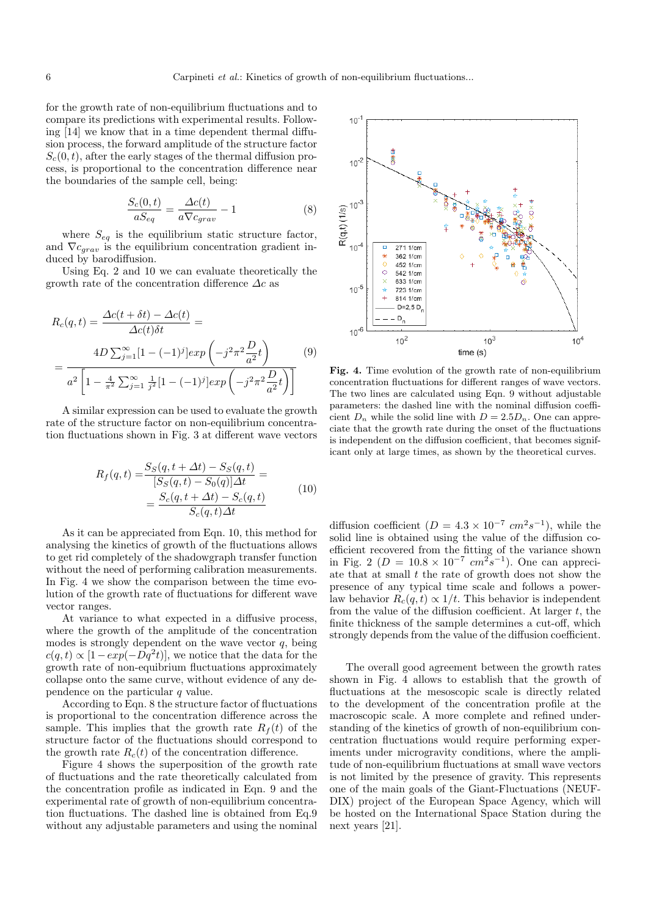for the growth rate of non-equilibrium fluctuations and to compare its predictions with experimental results. Following [14] we know that in a time dependent thermal diffusion process, the forward amplitude of the structure factor $S_c(0,t)$, after the early stages of the thermal diffusion process, is proportional to the concentration difference near the boundaries of the sample cell, being:

$$\frac{S_c(0,t)}{aS_{eq}} = \frac{\Delta c(t)}{a\nabla c_{grav}} - 1 \tag{8}$$

where $S_{eq}$ is the equilibrium static structure factor, and $\nabla c_{grav}$ is the equilibrium concentration gradient induced by barodiffusion.

Using Eq. 2 and 10 we can evaluate theoretically the growth rate of the concentration difference $\Delta c$ as

$$R_c(q,t) = \frac{\Delta c(t+\delta t) - \Delta c(t)}{\Delta c(t)\delta t} = \\ = \frac{4D\sum_{j=1}^{\infty}[1-(-1)^j]exp\left(-j^2\pi^2\frac{D}{a^2}t\right)}{a^2\left[1-\frac{4}{\pi^2}\sum_{j=1}^{\infty}\frac{1}{j^2}[1-(-1)^j]exp\left(-j^2\pi^2\frac{D}{a^2}t\right)\right]} \tag{9}$$

A similar expression can be used to evaluate the growth rate of the structure factor on non-equilibrium concentration fluctuations shown in Fig. 3 at different wave vectors

$$R_f(q,t) = \frac{S_S(q,t+\Delta t) - S_S(q,t)}{[S_S(q,t) - S_0(q)]\Delta t} = \\ = \frac{S_c(q,t+\Delta t) - S_c(q,t)}{S_c(q,t)\Delta t} \tag{10}$$

As it can be appreciated from Eqn. 10, this method for analysing the kinetics of growth of the fluctuations allows to get rid completely of the shadowgraph transfer function without the need of performing calibration measurements. In Fig. 4 we show the comparison between the time evolution of the growth rate of fluctuations for different wave vector ranges.

At variance to what expected in a diffusive process, where the growth of the amplitude of the concentration modes is strongly dependent on the wave vector $q$, being $c(q,t) \propto [1 - exp(-Dq^2t)]$, we notice that the data for the growth rate of non-equilibrium fluctuations approximately collapse onto the same curve, without evidence of any dependence on the particular $q$ value.

According to Eqn. 8 the structure factor of fluctuations is proportional to the concentration difference across the sample. This implies that the growth rate $R_f(t)$ of the structure factor of the fluctuations should correspond to the growth rate $R_c(t)$ of the concentration difference.

Figure 4 shows the superposition of the growth rate of fluctuations and the rate theoretically calculated from the concentration profile as indicated in Eqn. 9 and the experimental rate of growth of non-equilibrium concentration fluctuations. The dashed line is obtained from Eq.9 without any adjustable parameters and using the nominal diffusion coefficient ($D = 4.3 \times 10^{-7}\ cm^2s^{-1}$), while the solid line is obtained using the value of the diffusion coefficient recovered from the fitting of the variance shown in Fig. 2 ($D = 10.8 \times 10^{-7}\ cm^2s^{-1}$). One can appreciate that at small $t$ the rate of growth does not show the presence of any typical time scale and follows a power-law behavior $R_c(q,t) \propto 1/t$. This behavior is independent from the value of the diffusion coefficient. At larger $t$, the finite thickness of the sample determines a cut-off, which strongly depends from the value of the diffusion coefficient.

**Fig. 4.** Time evolution of the growth rate of non-equilibrium concentration fluctuations for different ranges of wave vectors. The two lines are calculated using Eqn. 9 without adjustable parameters: the dashed line with the nominal diffusion coefficient $D_n$ while the solid line with $D = 2.5D_n$. One can appreciate that the growth rate during the onset of the fluctuations is independent on the diffusion coefficient, that becomes significant only at large times, as shown by the theoretical curves.

The overall good agreement between the growth rates shown in Fig. 4 allows to establish that the growth of fluctuations at the mesoscopic scale is directly related to the development of the concentration profile at the macroscopic scale. A more complete and refined understanding of the kinetics of growth of non-equilibrium concentration fluctuations would require performing experiments under microgravity conditions, where the amplitude of non-equilibrium fluctuations at small wave vectors is not limited by the presence of gravity. This represents one of the main goals of the Giant-Fluctuations (NEUF-DIX) project of the European Space Agency, which will be hosted on the International Space Station during the next years [21].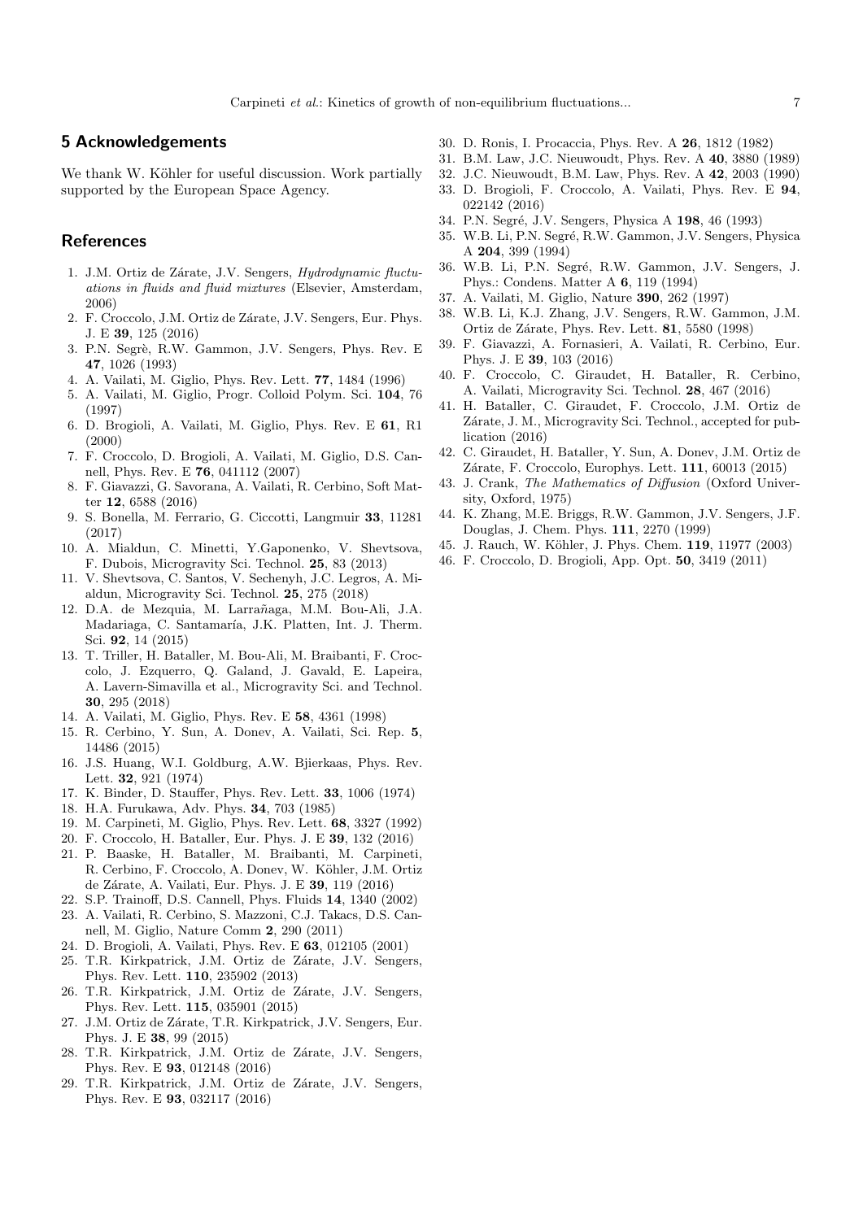## 5 Acknowledgements

We thank W. Köhler for useful discussion. Work partially supported by the European Space Agency.

## References

1. J.M. Ortiz de Zárate, J.V. Sengers, *Hydrodynamic fluctuations in fluids and fluid mixtures* (Elsevier, Amsterdam, 2006)
2. F. Croccolo, J.M. Ortiz de Zárate, J.V. Sengers, Eur. Phys. J. E **39**, 125 (2016)
3. P.N. Segrè, R.W. Gammon, J.V. Sengers, Phys. Rev. E **47**, 1026 (1993)
4. A. Vailati, M. Giglio, Phys. Rev. Lett. **77**, 1484 (1996)
5. A. Vailati, M. Giglio, Progr. Colloid Polym. Sci. **104**, 76 (1997)
6. D. Brogioli, A. Vailati, M. Giglio, Phys. Rev. E **61**, R1 (2000)
7. F. Croccolo, D. Brogioli, A. Vailati, M. Giglio, D.S. Cannell, Phys. Rev. E **76**, 041112 (2007)
8. F. Giavazzi, G. Savorana, A. Vailati, R. Cerbino, Soft Matter **12**, 6588 (2016)
9. S. Bonella, M. Ferrario, G. Ciccotti, Langmuir **33**, 11281 (2017)
10. A. Mialdun, C. Minetti, Y.Gaponenko, V. Shevtsova, F. Dubois, Microgravity Sci. Technol. **25**, 83 (2013)
11. V. Shevtsova, C. Santos, V. Sechenyh, J.C. Legros, A. Mialdun, Microgravity Sci. Technol. **25**, 275 (2018)
12. D.A. de Mezquia, M. Larrañaga, M.M. Bou-Ali, J.A. Madariaga, C. Santamaría, J.K. Platten, Int. J. Therm. Sci. **92**, 14 (2015)
13. T. Triller, H. Bataller, M. Bou-Ali, M. Braibanti, F. Croccolo, J. Ezquerro, Q. Galand, J. Gavald, E. Lapeira, A. Lavern-Simavilla et al., Microgravity Sci. and Technol. **30**, 295 (2018)
14. A. Vailati, M. Giglio, Phys. Rev. E **58**, 4361 (1998)
15. R. Cerbino, Y. Sun, A. Donev, A. Vailati, Sci. Rep. **5**, 14486 (2015)
16. J.S. Huang, W.I. Goldburg, A.W. Bjierkaas, Phys. Rev. Lett. **32**, 921 (1974)
17. K. Binder, D. Stauffer, Phys. Rev. Lett. **33**, 1006 (1974)
18. H.A. Furukawa, Adv. Phys. **34**, 703 (1985)
19. M. Carpineti, M. Giglio, Phys. Rev. Lett. **68**, 3327 (1992)
20. F. Croccolo, H. Bataller, Eur. Phys. J. E **39**, 132 (2016)
21. P. Baaske, H. Bataller, M. Braibanti, M. Carpineti, R. Cerbino, F. Croccolo, A. Donev, W. Köhler, J.M. Ortiz de Zárate, A. Vailati, Eur. Phys. J. E **39**, 119 (2016)
22. S.P. Trainoff, D.S. Cannell, Phys. Fluids **14**, 1340 (2002)
23. A. Vailati, R. Cerbino, S. Mazzoni, C.J. Takacs, D.S. Cannell, M. Giglio, Nature Comm **2**, 290 (2011)
24. D. Brogioli, A. Vailati, Phys. Rev. E **63**, 012105 (2001)
25. T.R. Kirkpatrick, J.M. Ortiz de Zárate, J.V. Sengers, Phys. Rev. Lett. **110**, 235902 (2013)
26. T.R. Kirkpatrick, J.M. Ortiz de Zárate, J.V. Sengers, Phys. Rev. Lett. **115**, 035901 (2015)
27. J.M. Ortiz de Zárate, T.R. Kirkpatrick, J.V. Sengers, Eur. Phys. J. E **38**, 99 (2015)
28. T.R. Kirkpatrick, J.M. Ortiz de Zárate, J.V. Sengers, Phys. Rev. E **93**, 012148 (2016)
29. T.R. Kirkpatrick, J.M. Ortiz de Zárate, J.V. Sengers, Phys. Rev. E **93**, 032117 (2016)
30. D. Ronis, I. Procaccia, Phys. Rev. A **26**, 1812 (1982)
31. B.M. Law, J.C. Nieuwoudt, Phys. Rev. A **40**, 3880 (1989)
32. J.C. Nieuwoudt, B.M. Law, Phys. Rev. A **42**, 2003 (1990)
33. D. Brogioli, F. Croccolo, A. Vailati, Phys. Rev. E **94**, 022142 (2016)
34. P.N. Segré, J.V. Sengers, Physica A **198**, 46 (1993)
35. W.B. Li, P.N. Segré, R.W. Gammon, J.V. Sengers, Physica A **204**, 399 (1994)
36. W.B. Li, P.N. Segré, R.W. Gammon, J.V. Sengers, J. Phys.: Condens. Matter A **6**, 119 (1994)
37. A. Vailati, M. Giglio, Nature **390**, 262 (1997)
38. W.B. Li, K.J. Zhang, J.V. Sengers, R.W. Gammon, J.M. Ortiz de Zárate, Phys. Rev. Lett. **81**, 5580 (1998)
39. F. Giavazzi, A. Fornasieri, A. Vailati, R. Cerbino, Eur. Phys. J. E **39**, 103 (2016)
40. F. Croccolo, C. Giraudet, H. Bataller, R. Cerbino, A. Vailati, Microgravity Sci. Technol. **28**, 467 (2016)
41. H. Bataller, C. Giraudet, F. Croccolo, J.M. Ortiz de Zárate, J. M., Microgravity Sci. Technol., accepted for publication (2016)
42. C. Giraudet, H. Bataller, Y. Sun, A. Donev, J.M. Ortiz de Zárate, F. Croccolo, Europhys. Lett. **111**, 60013 (2015)
43. J. Crank, *The Mathematics of Diffusion* (Oxford University, Oxford, 1975)
44. K. Zhang, M.E. Briggs, R.W. Gammon, J.V. Sengers, J.F. Douglas, J. Chem. Phys. **111**, 2270 (1999)
45. J. Rauch, W. Köhler, J. Phys. Chem. **119**, 11977 (2003)
46. F. Croccolo, D. Brogioli, App. Opt. **50**, 3419 (2011)